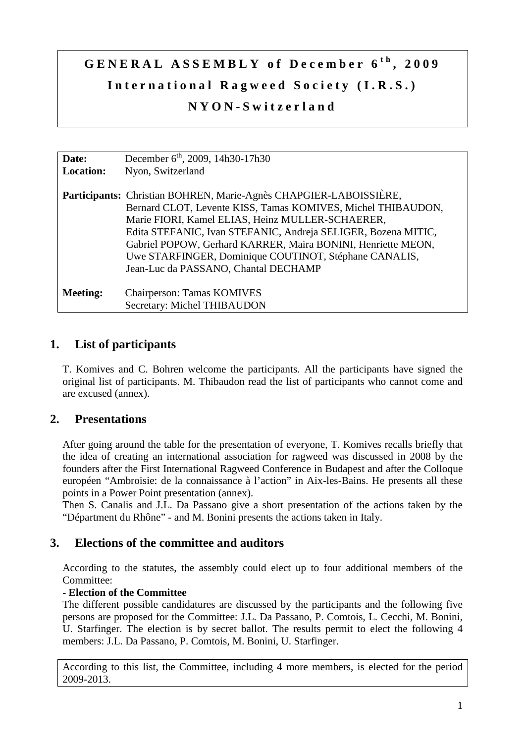# GENERAL ASSEMBLY of December 6th, 2009
# International Ragweed Society (I.R.S.)
# NYON-Switzerland

| | |
|---|---|
| **Date:** | December 6th, 2009, 14h30-17h30 |
| **Location:** | Nyon, Switzerland |
| **Participants:** | Christian BOHREN, Marie-Agnès CHAPGIER-LABOISSIÈRE, Bernard CLOT, Levente KISS, Tamas KOMIVES, Michel THIBAUDON, Marie FIORI, Kamel ELIAS, Heinz MULLER-SCHAERER, Edita STEFANIC, Ivan STEFANIC, Andreja SELIGER, Bozena MITIC, Gabriel POPOW, Gerhard KARRER, Maira BONINI, Henriette MEON, Uwe STARFINGER, Dominique COUTINOT, Stéphane CANALIS, Jean-Luc da PASSANO, Chantal DECHAMP |
| **Meeting:** | Chairperson: Tamas KOMIVES<br>Secretary: Michel THIBAUDON |

## 1. List of participants

T. Komives and C. Bohren welcome the participants. All the participants have signed the original list of participants. M. Thibaudon read the list of participants who cannot come and are excused (annex).

## 2. Presentations

After going around the table for the presentation of everyone, T. Komives recalls briefly that the idea of creating an international association for ragweed was discussed in 2008 by the founders after the First International Ragweed Conference in Budapest and after the Colloque européen "Ambroisie: de la connaissance à l'action" in Aix-les-Bains. He presents all these points in a Power Point presentation (annex).

Then S. Canalis and J.L. Da Passano give a short presentation of the actions taken by the "Départment du Rhône" - and M. Bonini presents the actions taken in Italy.

## 3. Elections of the committee and auditors

According to the statutes, the assembly could elect up to four additional members of the Committee:

**- Election of the Committee**

The different possible candidatures are discussed by the participants and the following five persons are proposed for the Committee: J.L. Da Passano, P. Comtois, L. Cecchi, M. Bonini, U. Starfinger. The election is by secret ballot. The results permit to elect the following 4 members: J.L. Da Passano, P. Comtois, M. Bonini, U. Starfinger.

According to this list, the Committee, including 4 more members, is elected for the period 2009-2013.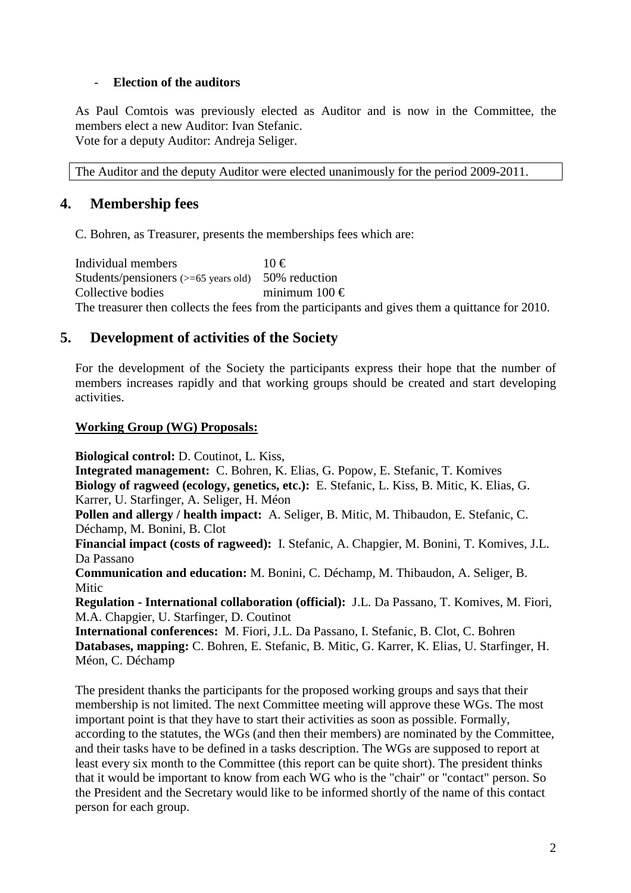- **Election of the auditors**

As Paul Comtois was previously elected as Auditor and is now in the Committee, the members elect a new Auditor: Ivan Stefanic.
Vote for a deputy Auditor: Andreja Seliger.

The Auditor and the deputy Auditor were elected unanimously for the period 2009-2011.

## 4. Membership fees

C. Bohren, as Treasurer, presents the memberships fees which are:

| | |
|---|---|
| Individual members | 10 € |
| Students/pensioners (>=65 years old) | 50% reduction |
| Collective bodies | minimum 100 € |

The treasurer then collects the fees from the participants and gives them a quittance for 2010.

## 5. Development of activities of the Society

For the development of the Society the participants express their hope that the number of members increases rapidly and that working groups should be created and start developing activities.

**Working Group (WG) Proposals:**

**Biological control:** D. Coutinot, L. Kiss,
**Integrated management:** C. Bohren, K. Elias, G. Popow, E. Stefanic, T. Komives
**Biology of ragweed (ecology, genetics, etc.):** E. Stefanic, L. Kiss, B. Mitic, K. Elias, G. Karrer, U. Starfinger, A. Seliger, H. Méon
**Pollen and allergy / health impact:** A. Seliger, B. Mitic, M. Thibaudon, E. Stefanic, C. Déchamp, M. Bonini, B. Clot
**Financial impact (costs of ragweed):** I. Stefanic, A. Chapgier, M. Bonini, T. Komives, J.L. Da Passano
**Communication and education:** M. Bonini, C. Déchamp, M. Thibaudon, A. Seliger, B. Mitic
**Regulation - International collaboration (official):** J.L. Da Passano, T. Komives, M. Fiori, M.A. Chapgier, U. Starfinger, D. Coutinot
**International conferences:** M. Fiori, J.L. Da Passano, I. Stefanic, B. Clot, C. Bohren
**Databases, mapping:** C. Bohren, E. Stefanic, B. Mitic, G. Karrer, K. Elias, U. Starfinger, H. Méon, C. Déchamp

The president thanks the participants for the proposed working groups and says that their membership is not limited. The next Committee meeting will approve these WGs. The most important point is that they have to start their activities as soon as possible. Formally, according to the statutes, the WGs (and then their members) are nominated by the Committee, and their tasks have to be defined in a tasks description. The WGs are supposed to report at least every six month to the Committee (this report can be quite short). The president thinks that it would be important to know from each WG who is the "chair" or "contact" person. So the President and the Secretary would like to be informed shortly of the name of this contact person for each group.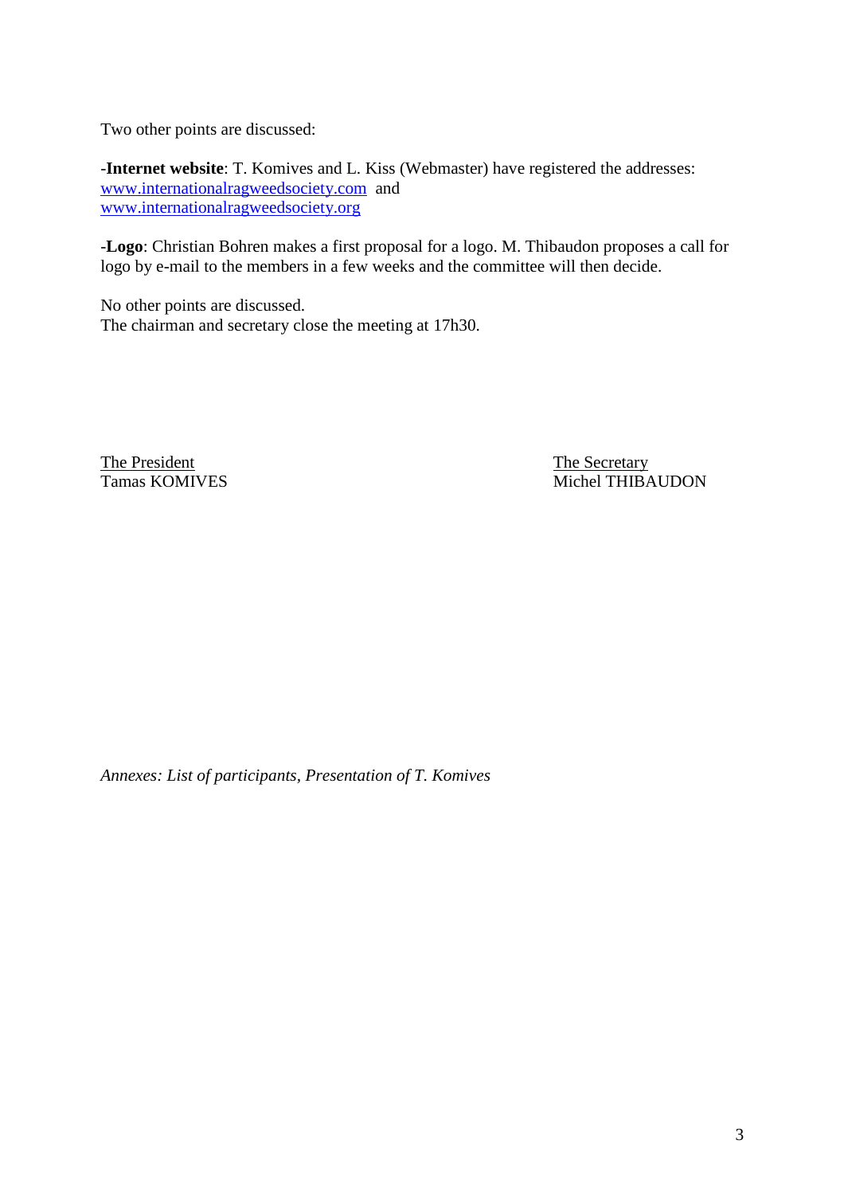Two other points are discussed:

-**Internet website**: T. Komives and L. Kiss (Webmaster) have registered the addresses: www.internationalragweedsociety.com and www.internationalragweedsociety.org

-**Logo**: Christian Bohren makes a first proposal for a logo. M. Thibaudon proposes a call for logo by e-mail to the members in a few weeks and the committee will then decide.

No other points are discussed.
The chairman and secretary close the meeting at 17h30.

The President
Tamas KOMIVES

The Secretary
Michel THIBAUDON

*Annexes: List of participants, Presentation of T. Komives*